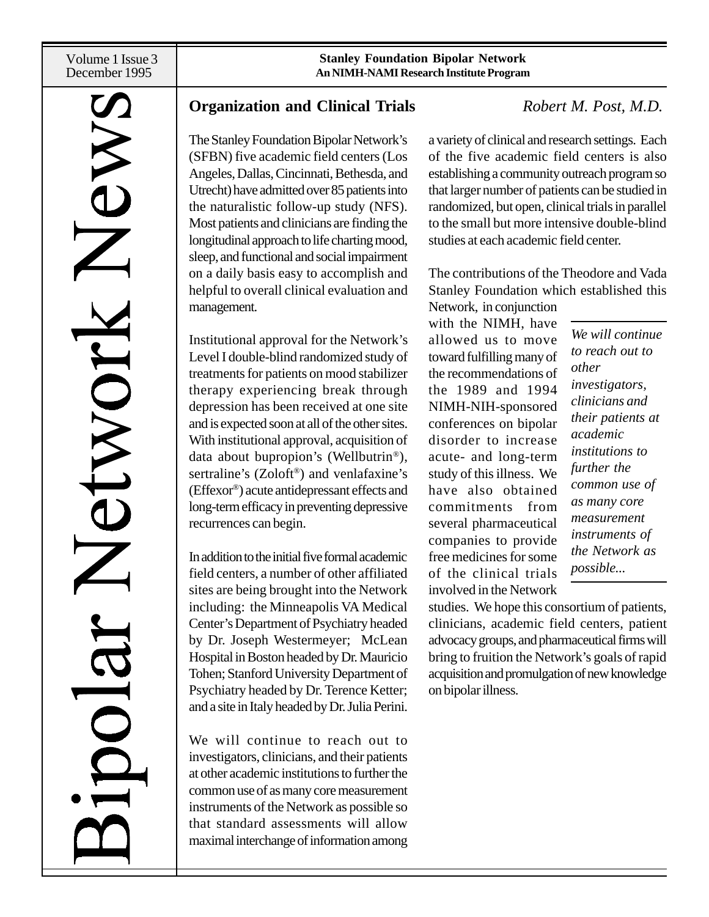# Bipolar Network News

Volume 1 Issue 3
December 1995

**Stanley Foundation Bipolar Network**
**An NIMH-NAMI Research Institute Program**

## Organization and Clinical Trials

*Robert M. Post, M.D.*

The Stanley Foundation Bipolar Network's (SFBN) five academic field centers (Los Angeles, Dallas, Cincinnati, Bethesda, and Utrecht) have admitted over 85 patients into the naturalistic follow-up study (NFS). Most patients and clinicians are finding the longitudinal approach to life charting mood, sleep, and functional and social impairment on a daily basis easy to accomplish and helpful to overall clinical evaluation and management.

Institutional approval for the Network's Level I double-blind randomized study of treatments for patients on mood stabilizer therapy experiencing break through depression has been received at one site and is expected soon at all of the other sites. With institutional approval, acquisition of data about bupropion's (Wellbutrin®), sertraline's (Zoloft®) and venlafaxine's (Effexor®) acute antidepressant effects and long-term efficacy in preventing depressive recurrences can begin.

In addition to the initial five formal academic field centers, a number of other affiliated sites are being brought into the Network including: the Minneapolis VA Medical Center's Department of Psychiatry headed by Dr. Joseph Westermeyer; McLean Hospital in Boston headed by Dr. Mauricio Tohen; Stanford University Department of Psychiatry headed by Dr. Terence Ketter; and a site in Italy headed by Dr. Julia Perini.

We will continue to reach out to investigators, clinicians, and their patients at other academic institutions to further the common use of as many core measurement instruments of the Network as possible so that standard assessments will allow maximal interchange of information among a variety of clinical and research settings. Each of the five academic field centers is also establishing a community outreach program so that larger number of patients can be studied in randomized, but open, clinical trials in parallel to the small but more intensive double-blind studies at each academic field center.

The contributions of the Theodore and Vada Stanley Foundation which established this Network, in conjunction with the NIMH, have allowed us to move toward fulfilling many of the recommendations of the 1989 and 1994 NIMH-NIH-sponsored conferences on bipolar disorder to increase acute- and long-term study of this illness. We have also obtained commitments from several pharmaceutical companies to provide free medicines for some of the clinical trials involved in the Network studies. We hope this consortium of patients, clinicians, academic field centers, patient advocacy groups, and pharmaceutical firms will bring to fruition the Network's goals of rapid acquisition and promulgation of new knowledge on bipolar illness.

> *We will continue to reach out to other investigators, clinicians and their patients at academic institutions to further the common use of as many core measurement instruments of the Network as possible...*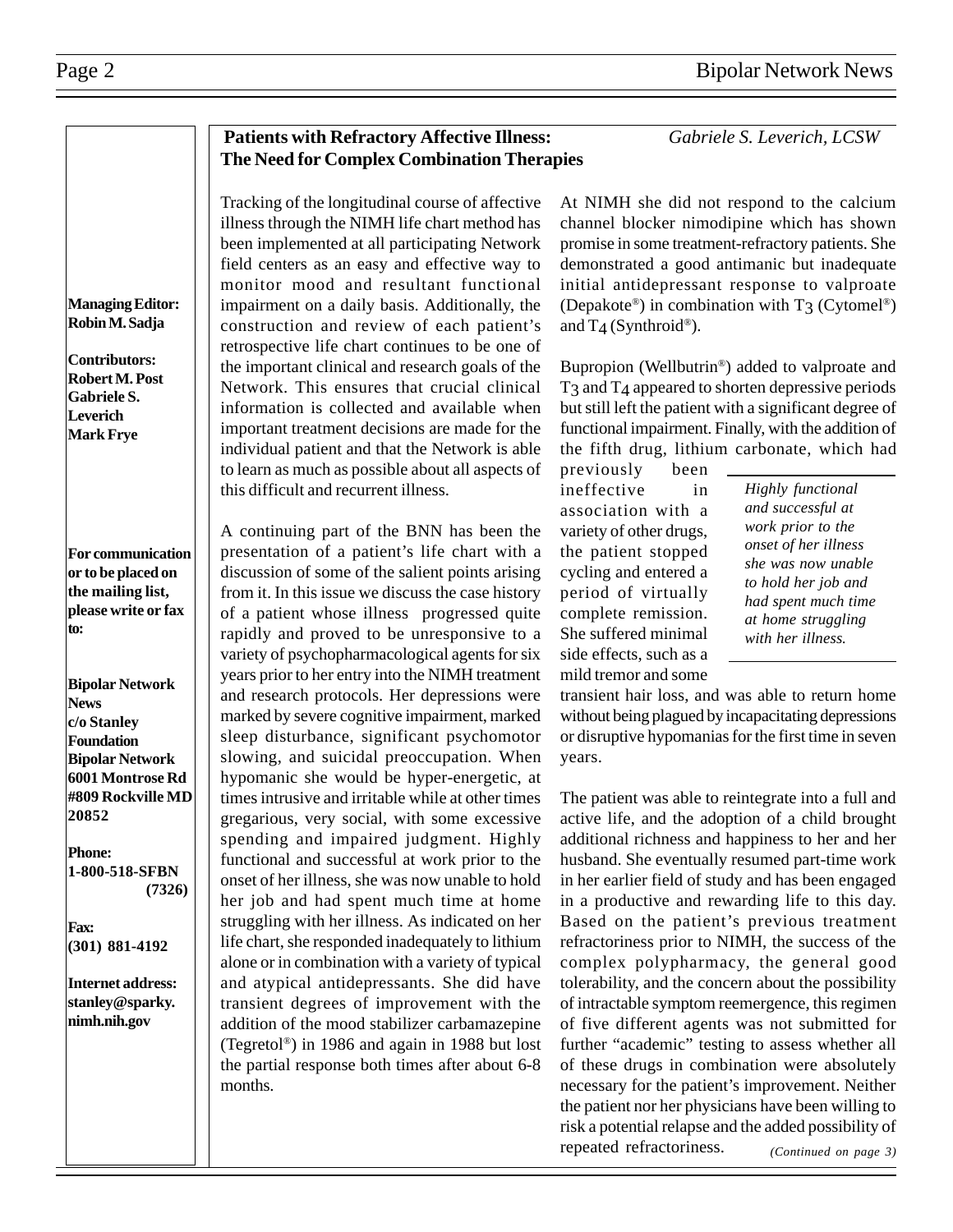**Managing Editor:**
**Robin M. Sadja**

**Contributors:**
**Robert M. Post**
**Gabriele S. Leverich**
**Mark Frye**

**For communication or to be placed on the mailing list, please write or fax to:**

**Bipolar Network News**
**c/o Stanley Foundation**
**Bipolar Network**
**6001 Montrose Rd**
**#809 Rockville MD 20852**

**Phone:**
**1-800-518-SFBN (7326)**

**Fax:**
**(301) 881-4192**

**Internet address:**
**stanley@sparky.nimh.nih.gov**

## Patients with Refractory Affective Illness: The Need for Complex Combination Therapies

*Gabriele S. Leverich, LCSW*

Tracking of the longitudinal course of affective illness through the NIMH life chart method has been implemented at all participating Network field centers as an easy and effective way to monitor mood and resultant functional impairment on a daily basis. Additionally, the construction and review of each patient's retrospective life chart continues to be one of the important clinical and research goals of the Network. This ensures that crucial clinical information is collected and available when important treatment decisions are made for the individual patient and that the Network is able to learn as much as possible about all aspects of this difficult and recurrent illness.

A continuing part of the BNN has been the presentation of a patient's life chart with a discussion of some of the salient points arising from it. In this issue we discuss the case history of a patient whose illness progressed quite rapidly and proved to be unresponsive to a variety of psychopharmacological agents for six years prior to her entry into the NIMH treatment and research protocols. Her depressions were marked by severe cognitive impairment, marked sleep disturbance, significant psychomotor slowing, and suicidal preoccupation. When hypomanic she would be hyper-energetic, at times intrusive and irritable while at other times gregarious, very social, with some excessive spending and impaired judgment. Highly functional and successful at work prior to the onset of her illness, she was now unable to hold her job and had spent much time at home struggling with her illness. As indicated on her life chart, she responded inadequately to lithium alone or in combination with a variety of typical and atypical antidepressants. She did have transient degrees of improvement with the addition of the mood stabilizer carbamazepine (Tegretol®) in 1986 and again in 1988 but lost the partial response both times after about 6-8 months.

At NIMH she did not respond to the calcium channel blocker nimodipine which has shown promise in some treatment-refractory patients. She demonstrated a good antimanic but inadequate initial antidepressant response to valproate (Depakote®) in combination with $T_3$ (Cytomel®) and $T_4$ (Synthroid®).

Bupropion (Wellbutrin®) added to valproate and $T_3$ and $T_4$ appeared to shorten depressive periods but still left the patient with a significant degree of functional impairment. Finally, with the addition of the fifth drug, lithium carbonate, which had previously been ineffective in association with a variety of other drugs, the patient stopped cycling and entered a period of virtually complete remission. She suffered minimal side effects, such as a mild tremor and some transient hair loss, and was able to return home without being plagued by incapacitating depressions or disruptive hypomanias for the first time in seven years.

> *Highly functional and successful at work prior to the onset of her illness she was now unable to hold her job and had spent much time at home struggling with her illness.*

The patient was able to reintegrate into a full and active life, and the adoption of a child brought additional richness and happiness to her and her husband. She eventually resumed part-time work in her earlier field of study and has been engaged in a productive and rewarding life to this day. Based on the patient's previous treatment refractoriness prior to NIMH, the success of the complex polypharmacy, the general good tolerability, and the concern about the possibility of intractable symptom reemergence, this regimen of five different agents was not submitted for further "academic" testing to assess whether all of these drugs in combination were absolutely necessary for the patient's improvement. Neither the patient nor her physicians have been willing to risk a potential relapse and the added possibility of repeated refractoriness.

*(Continued on page 3)*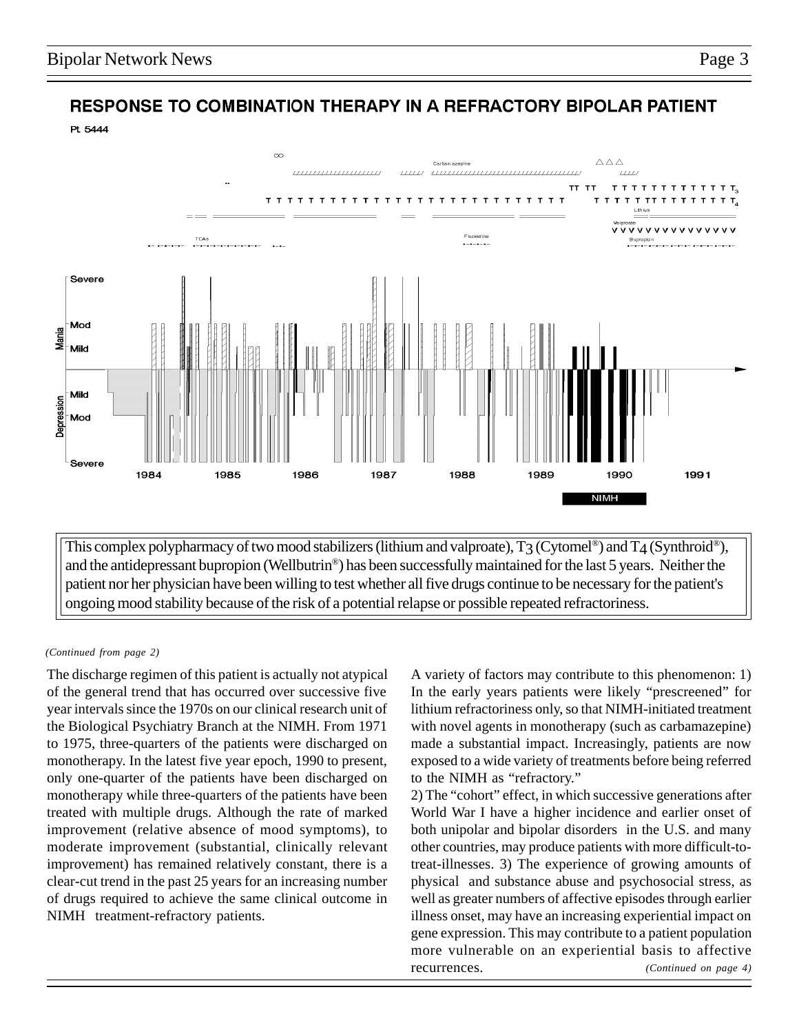## RESPONSE TO COMBINATION THERAPY IN A REFRACTORY BIPOLAR PATIENT

Pt. 5444

This complex polypharmacy of two mood stabilizers (lithium and valproate), $T_3$ (Cytomel®) and $T_4$ (Synthroid®), and the antidepressant bupropion (Wellbutrin®) has been successfully maintained for the last 5 years. Neither the patient nor her physician have been willing to test whether all five drugs continue to be necessary for the patient's ongoing mood stability because of the risk of a potential relapse or possible repeated refractoriness.

*(Continued from page 2)*

The discharge regimen of this patient is actually not atypical of the general trend that has occurred over successive five year intervals since the 1970s on our clinical research unit of the Biological Psychiatry Branch at the NIMH. From 1971 to 1975, three-quarters of the patients were discharged on monotherapy. In the latest five year epoch, 1990 to present, only one-quarter of the patients have been discharged on monotherapy while three-quarters of the patients have been treated with multiple drugs. Although the rate of marked improvement (relative absence of mood symptoms), to moderate improvement (substantial, clinically relevant improvement) has remained relatively constant, there is a clear-cut trend in the past 25 years for an increasing number of drugs required to achieve the same clinical outcome in NIMH treatment-refractory patients.

A variety of factors may contribute to this phenomenon: 1) In the early years patients were likely "prescreened" for lithium refractoriness only, so that NIMH-initiated treatment with novel agents in monotherapy (such as carbamazepine) made a substantial impact. Increasingly, patients are now exposed to a wide variety of treatments before being referred to the NIMH as "refractory."

2) The "cohort" effect, in which successive generations after World War I have a higher incidence and earlier onset of both unipolar and bipolar disorders in the U.S. and many other countries, may produce patients with more difficult-to-treat-illnesses. 3) The experience of growing amounts of physical and substance abuse and psychosocial stress, as well as greater numbers of affective episodes through earlier illness onset, may have an increasing experiential impact on gene expression. This may contribute to a patient population more vulnerable on an experiential basis to affective recurrences. *(Continued on page 4)*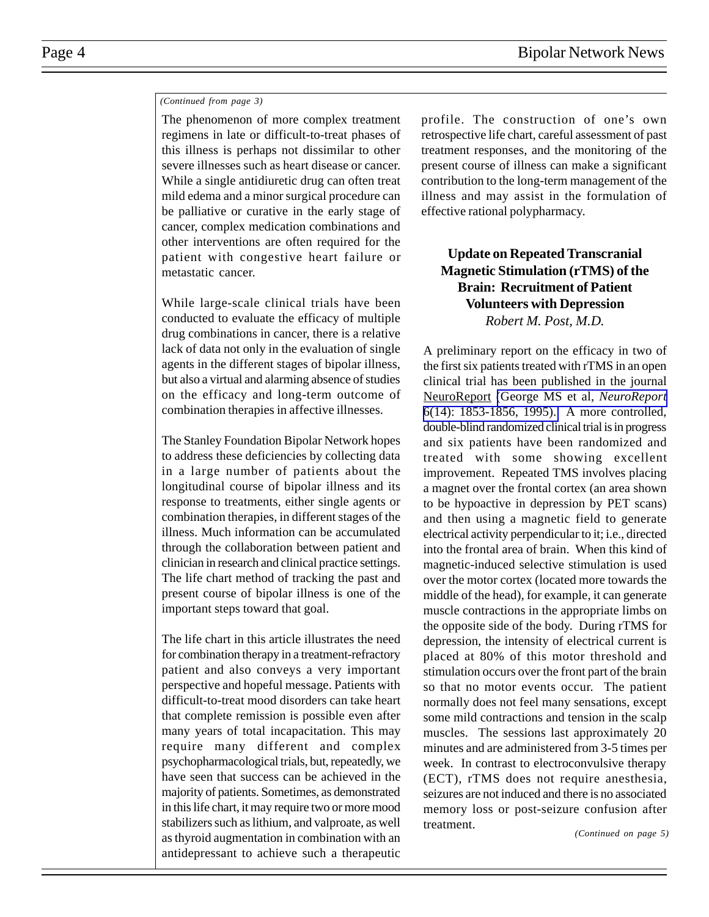*(Continued from page 3)*

The phenomenon of more complex treatment regimens in late or difficult-to-treat phases of this illness is perhaps not dissimilar to other severe illnesses such as heart disease or cancer. While a single antidiuretic drug can often treat mild edema and a minor surgical procedure can be palliative or curative in the early stage of cancer, complex medication combinations and other interventions are often required for the patient with congestive heart failure or metastatic cancer.

While large-scale clinical trials have been conducted to evaluate the efficacy of multiple drug combinations in cancer, there is a relative lack of data not only in the evaluation of single agents in the different stages of bipolar illness, but also a virtual and alarming absence of studies on the efficacy and long-term outcome of combination therapies in affective illnesses.

The Stanley Foundation Bipolar Network hopes to address these deficiencies by collecting data in a large number of patients about the longitudinal course of bipolar illness and its response to treatments, either single agents or combination therapies, in different stages of the illness. Much information can be accumulated through the collaboration between patient and clinician in research and clinical practice settings. The life chart method of tracking the past and present course of bipolar illness is one of the important steps toward that goal.

The life chart in this article illustrates the need for combination therapy in a treatment-refractory patient and also conveys a very important perspective and hopeful message. Patients with difficult-to-treat mood disorders can take heart that complete remission is possible even after many years of total incapacitation. This may require many different and complex psychopharmacological trials, but, repeatedly, we have seen that success can be achieved in the majority of patients. Sometimes, as demonstrated in this life chart, it may require two or more mood stabilizers such as lithium, and valproate, as well as thyroid augmentation in combination with an antidepressant to achieve such a therapeutic profile. The construction of one's own retrospective life chart, careful assessment of past treatment responses, and the monitoring of the present course of illness can make a significant contribution to the long-term management of the illness and may assist in the formulation of effective rational polypharmacy.

## Update on Repeated Transcranial Magnetic Stimulation (rTMS) of the Brain: Recruitment of Patient Volunteers with Depression

*Robert M. Post, M.D.*

A preliminary report on the efficacy in two of the first six patients treated with rTMS in an open clinical trial has been published in the journal NeuroReport (George MS et al, *NeuroReport* 6(14): 1853-1856, 1995). A more controlled, double-blind randomized clinical trial is in progress and six patients have been randomized and treated with some showing excellent improvement. Repeated TMS involves placing a magnet over the frontal cortex (an area shown to be hypoactive in depression by PET scans) and then using a magnetic field to generate electrical activity perpendicular to it; i.e., directed into the frontal area of brain. When this kind of magnetic-induced selective stimulation is used over the motor cortex (located more towards the middle of the head), for example, it can generate muscle contractions in the appropriate limbs on the opposite side of the body. During rTMS for depression, the intensity of electrical current is placed at 80% of this motor threshold and stimulation occurs over the front part of the brain so that no motor events occur. The patient normally does not feel many sensations, except some mild contractions and tension in the scalp muscles. The sessions last approximately 20 minutes and are administered from 3-5 times per week. In contrast to electroconvulsive therapy (ECT), rTMS does not require anesthesia, seizures are not induced and there is no associated memory loss or post-seizure confusion after treatment.

*(Continued on page 5)*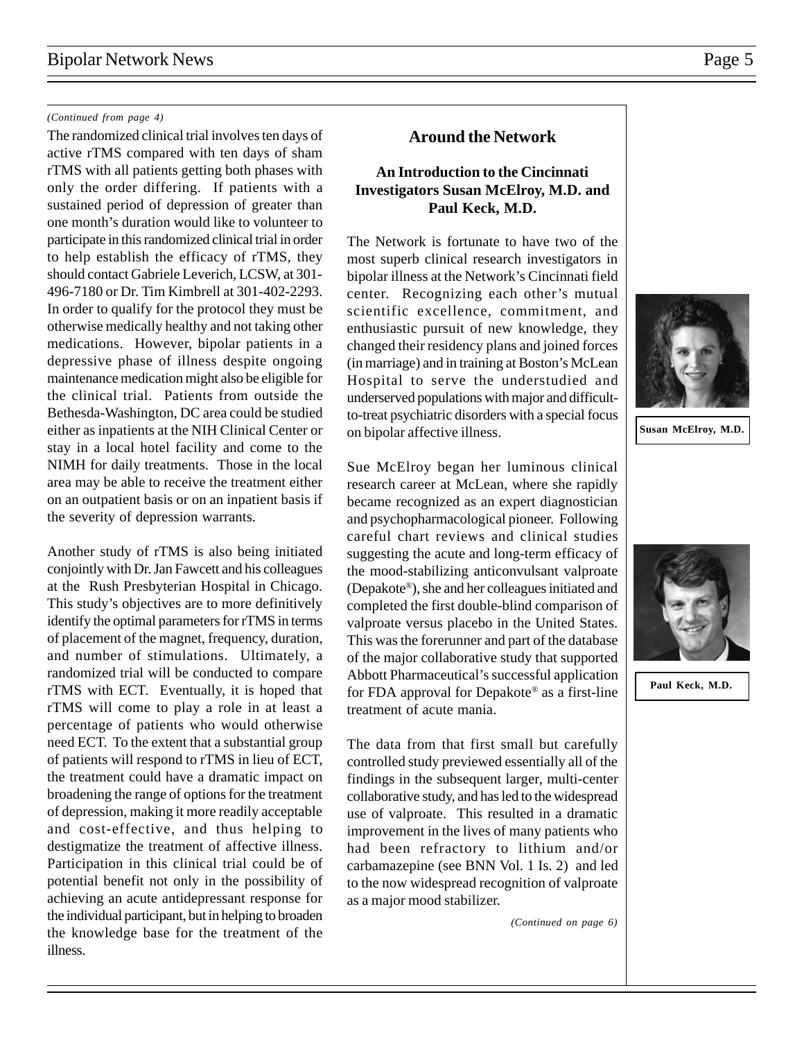*(Continued from page 4)*

The randomized clinical trial involves ten days of active rTMS compared with ten days of sham rTMS with all patients getting both phases with only the order differing. If patients with a sustained period of depression of greater than one month's duration would like to volunteer to participate in this randomized clinical trial in order to help establish the efficacy of rTMS, they should contact Gabriele Leverich, LCSW, at 301-496-7180 or Dr. Tim Kimbrell at 301-402-2293. In order to qualify for the protocol they must be otherwise medically healthy and not taking other medications. However, bipolar patients in a depressive phase of illness despite ongoing maintenance medication might also be eligible for the clinical trial. Patients from outside the Bethesda-Washington, DC area could be studied either as inpatients at the NIH Clinical Center or stay in a local hotel facility and come to the NIMH for daily treatments. Those in the local area may be able to receive the treatment either on an outpatient basis or on an inpatient basis if the severity of depression warrants.

Another study of rTMS is also being initiated conjointly with Dr. Jan Fawcett and his colleagues at the Rush Presbyterian Hospital in Chicago. This study's objectives are to more definitively identify the optimal parameters for rTMS in terms of placement of the magnet, frequency, duration, and number of stimulations. Ultimately, a randomized trial will be conducted to compare rTMS with ECT. Eventually, it is hoped that rTMS will come to play a role in at least a percentage of patients who would otherwise need ECT. To the extent that a substantial group of patients will respond to rTMS in lieu of ECT, the treatment could have a dramatic impact on broadening the range of options for the treatment of depression, making it more readily acceptable and cost-effective, and thus helping to destigmatize the treatment of affective illness. Participation in this clinical trial could be of potential benefit not only in the possibility of achieving an acute antidepressant response for the individual participant, but in helping to broaden the knowledge base for the treatment of the illness.

## Around the Network

### An Introduction to the Cincinnati Investigators Susan McElroy, M.D. and Paul Keck, M.D.

The Network is fortunate to have two of the most superb clinical research investigators in bipolar illness at the Network's Cincinnati field center. Recognizing each other's mutual scientific excellence, commitment, and enthusiastic pursuit of new knowledge, they changed their residency plans and joined forces (in marriage) and in training at Boston's McLean Hospital to serve the understudied and underserved populations with major and difficult-to-treat psychiatric disorders with a special focus on bipolar affective illness.

**Susan McElroy, M.D.**

Sue McElroy began her luminous clinical research career at McLean, where she rapidly became recognized as an expert diagnostician and psychopharmacological pioneer. Following careful chart reviews and clinical studies suggesting the acute and long-term efficacy of the mood-stabilizing anticonvulsant valproate (Depakote®), she and her colleagues initiated and completed the first double-blind comparison of valproate versus placebo in the United States. This was the forerunner and part of the database of the major collaborative study that supported Abbott Pharmaceutical's successful application for FDA approval for Depakote® as a first-line treatment of acute mania.

**Paul Keck, M.D.**

The data from that first small but carefully controlled study previewed essentially all of the findings in the subsequent larger, multi-center collaborative study, and has led to the widespread use of valproate. This resulted in a dramatic improvement in the lives of many patients who had been refractory to lithium and/or carbamazepine (see BNN Vol. 1 Is. 2) and led to the now widespread recognition of valproate as a major mood stabilizer.

*(Continued on page 6)*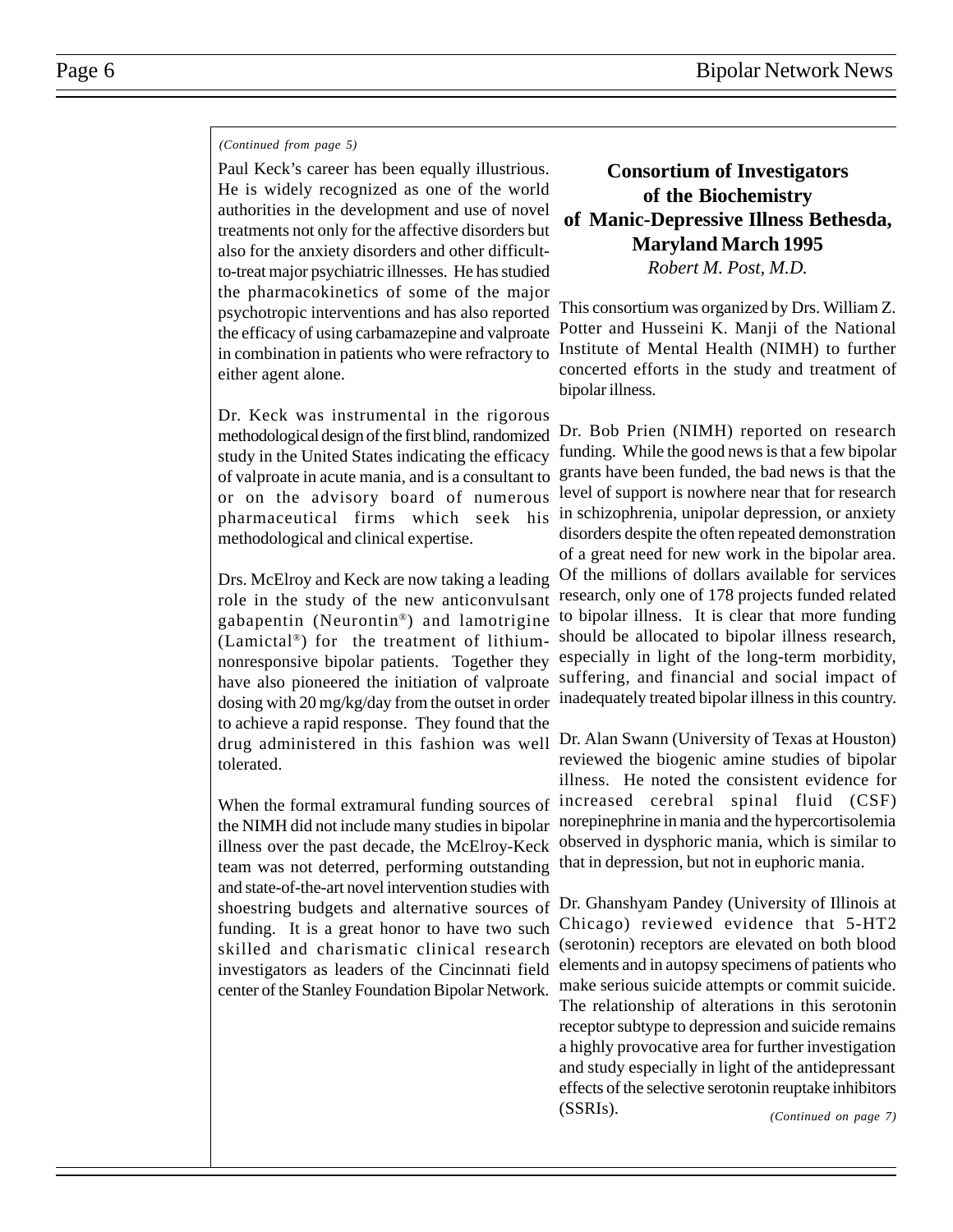*(Continued from page 5)*

Paul Keck's career has been equally illustrious. He is widely recognized as one of the world authorities in the development and use of novel treatments not only for the affective disorders but also for the anxiety disorders and other difficult-to-treat major psychiatric illnesses. He has studied the pharmacokinetics of some of the major psychotropic interventions and has also reported the efficacy of using carbamazepine and valproate in combination in patients who were refractory to either agent alone.

Dr. Keck was instrumental in the rigorous methodological design of the first blind, randomized study in the United States indicating the efficacy of valproate in acute mania, and is a consultant to or on the advisory board of numerous pharmaceutical firms which seek his methodological and clinical expertise.

Drs. McElroy and Keck are now taking a leading role in the study of the new anticonvulsant gabapentin (Neurontin®) and lamotrigine (Lamictal®) for the treatment of lithium-nonresponsive bipolar patients. Together they have also pioneered the initiation of valproate dosing with 20 mg/kg/day from the outset in order to achieve a rapid response. They found that the drug administered in this fashion was well tolerated.

When the formal extramural funding sources of the NIMH did not include many studies in bipolar illness over the past decade, the McElroy-Keck team was not deterred, performing outstanding and state-of-the-art novel intervention studies with shoestring budgets and alternative sources of funding. It is a great honor to have two such skilled and charismatic clinical research investigators as leaders of the Cincinnati field center of the Stanley Foundation Bipolar Network.

## Consortium of Investigators of the Biochemistry of Manic-Depressive Illness Bethesda, Maryland March 1995

*Robert M. Post, M.D.*

This consortium was organized by Drs. William Z. Potter and Husseini K. Manji of the National Institute of Mental Health (NIMH) to further concerted efforts in the study and treatment of bipolar illness.

Dr. Bob Prien (NIMH) reported on research funding. While the good news is that a few bipolar grants have been funded, the bad news is that the level of support is nowhere near that for research in schizophrenia, unipolar depression, or anxiety disorders despite the often repeated demonstration of a great need for new work in the bipolar area. Of the millions of dollars available for services research, only one of 178 projects funded related to bipolar illness. It is clear that more funding should be allocated to bipolar illness research, especially in light of the long-term morbidity, suffering, and financial and social impact of inadequately treated bipolar illness in this country.

Dr. Alan Swann (University of Texas at Houston) reviewed the biogenic amine studies of bipolar illness. He noted the consistent evidence for increased cerebral spinal fluid (CSF) norepinephrine in mania and the hypercortisolemia observed in dysphoric mania, which is similar to that in depression, but not in euphoric mania.

Dr. Ghanshyam Pandey (University of Illinois at Chicago) reviewed evidence that 5-HT2 (serotonin) receptors are elevated on both blood elements and in autopsy specimens of patients who make serious suicide attempts or commit suicide. The relationship of alterations in this serotonin receptor subtype to depression and suicide remains a highly provocative area for further investigation and study especially in light of the antidepressant effects of the selective serotonin reuptake inhibitors (SSRIs).

*(Continued on page 7)*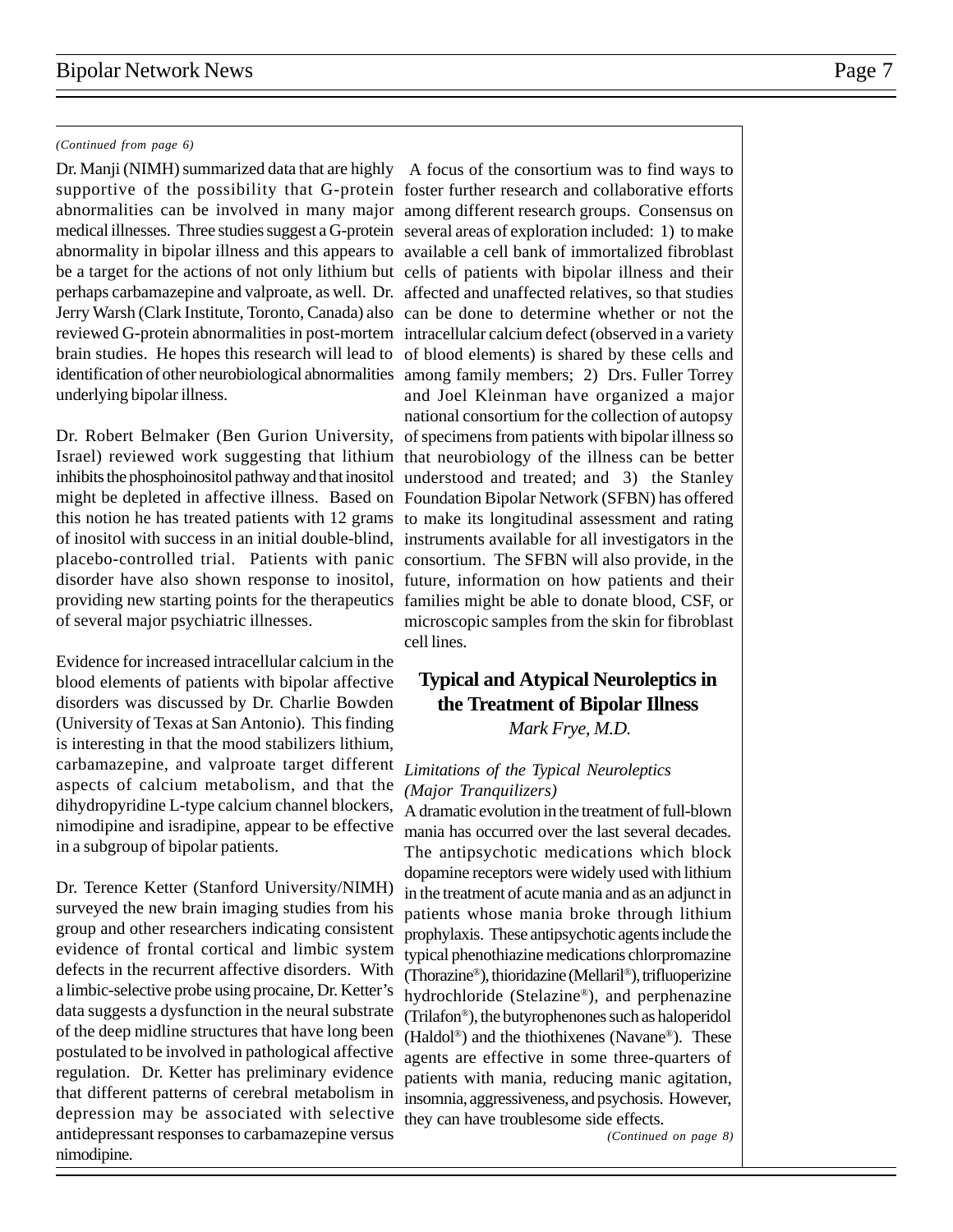*(Continued from page 6)*

Dr. Manji (NIMH) summarized data that are highly supportive of the possibility that G-protein abnormalities can be involved in many major medical illnesses. Three studies suggest a G-protein abnormality in bipolar illness and this appears to be a target for the actions of not only lithium but perhaps carbamazepine and valproate, as well. Dr. Jerry Warsh (Clark Institute, Toronto, Canada) also reviewed G-protein abnormalities in post-mortem brain studies. He hopes this research will lead to identification of other neurobiological abnormalities underlying bipolar illness.

Dr. Robert Belmaker (Ben Gurion University, Israel) reviewed work suggesting that lithium inhibits the phosphoinositol pathway and that inositol might be depleted in affective illness. Based on this notion he has treated patients with 12 grams of inositol with success in an initial double-blind, placebo-controlled trial. Patients with panic disorder have also shown response to inositol, providing new starting points for the therapeutics of several major psychiatric illnesses.

Evidence for increased intracellular calcium in the blood elements of patients with bipolar affective disorders was discussed by Dr. Charlie Bowden (University of Texas at San Antonio). This finding is interesting in that the mood stabilizers lithium, carbamazepine, and valproate target different aspects of calcium metabolism, and that the dihydropyridine L-type calcium channel blockers, nimodipine and isradipine, appear to be effective in a subgroup of bipolar patients.

Dr. Terence Ketter (Stanford University/NIMH) surveyed the new brain imaging studies from his group and other researchers indicating consistent evidence of frontal cortical and limbic system defects in the recurrent affective disorders. With a limbic-selective probe using procaine, Dr. Ketter's data suggests a dysfunction in the neural substrate of the deep midline structures that have long been postulated to be involved in pathological affective regulation. Dr. Ketter has preliminary evidence that different patterns of cerebral metabolism in depression may be associated with selective antidepressant responses to carbamazepine versus nimodipine.

A focus of the consortium was to find ways to foster further research and collaborative efforts among different research groups. Consensus on several areas of exploration included: 1) to make available a cell bank of immortalized fibroblast cells of patients with bipolar illness and their affected and unaffected relatives, so that studies can be done to determine whether or not the intracellular calcium defect (observed in a variety of blood elements) is shared by these cells and among family members; 2) Drs. Fuller Torrey and Joel Kleinman have organized a major national consortium for the collection of autopsy specimens from patients with bipolar illness so that neurobiology of the illness can be better understood and treated; and 3) the Stanley Foundation Bipolar Network (SFBN) has offered to make its longitudinal assessment and rating instruments available for all investigators in the consortium. The SFBN will also provide, in the future, information on how patients and their families might be able to donate blood, CSF, or microscopic samples from the skin for fibroblast cell lines.

## Typical and Atypical Neuroleptics in the Treatment of Bipolar Illness

*Mark Frye, M.D.*

*Limitations of the Typical Neuroleptics (Major Tranquilizers)*

A dramatic evolution in the treatment of full-blown mania has occurred over the last several decades. The antipsychotic medications which block dopamine receptors were widely used with lithium in the treatment of acute mania and as an adjunct in patients whose mania broke through lithium prophylaxis. These antipsychotic agents include the typical phenothiazine medications chlorpromazine (Thorazine®), thioridazine (Mellaril®), trifluoperizine hydrochloride (Stelazine®), and perphenazine (Trilafon®), the butyrophenones such as haloperidol (Haldol®) and the thiothixenes (Navane®). These agents are effective in some three-quarters of patients with mania, reducing manic agitation, insomnia, aggressiveness, and psychosis. However, they can have troublesome side effects.

*(Continued on page 8)*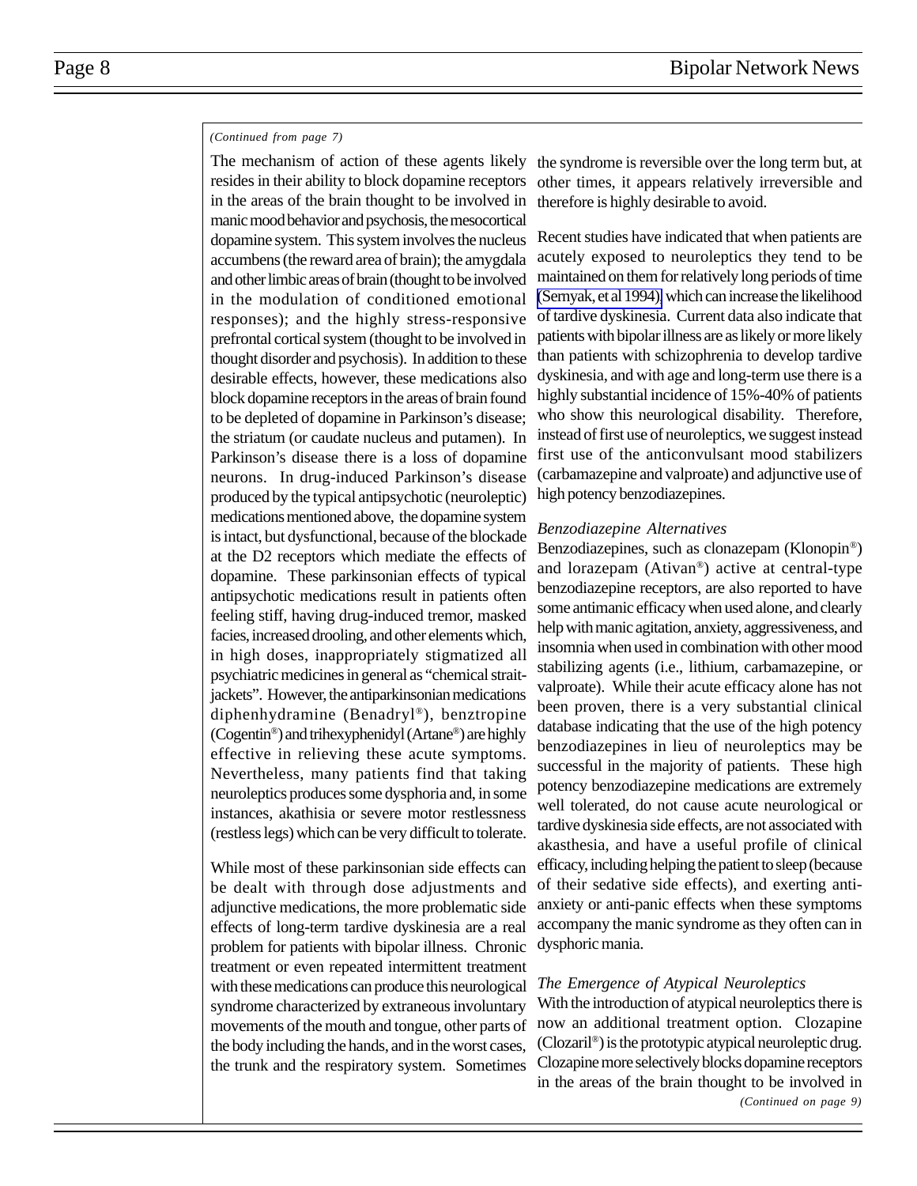*(Continued from page 7)*

The mechanism of action of these agents likely resides in their ability to block dopamine receptors in the areas of the brain thought to be involved in manic mood behavior and psychosis, the mesocortical dopamine system. This system involves the nucleus accumbens (the reward area of brain); the amygdala and other limbic areas of brain (thought to be involved in the modulation of conditioned emotional responses); and the highly stress-responsive prefrontal cortical system (thought to be involved in thought disorder and psychosis). In addition to these desirable effects, however, these medications also block dopamine receptors in the areas of brain found to be depleted of dopamine in Parkinson's disease; the striatum (or caudate nucleus and putamen). In Parkinson's disease there is a loss of dopamine neurons. In drug-induced Parkinson's disease produced by the typical antipsychotic (neuroleptic) medications mentioned above, the dopamine system is intact, but dysfunctional, because of the blockade at the D2 receptors which mediate the effects of dopamine. These parkinsonian effects of typical antipsychotic medications result in patients often feeling stiff, having drug-induced tremor, masked facies, increased drooling, and other elements which, in high doses, inappropriately stigmatized all psychiatric medicines in general as "chemical strait-jackets". However, the antiparkinsonian medications diphenhydramine (Benadryl®), benztropine (Cogentin®) and trihexyphenidyl (Artane®) are highly effective in relieving these acute symptoms. Nevertheless, many patients find that taking neuroleptics produces some dysphoria and, in some instances, akathisia or severe motor restlessness (restless legs) which can be very difficult to tolerate.

While most of these parkinsonian side effects can be dealt with through dose adjustments and adjunctive medications, the more problematic side effects of long-term tardive dyskinesia are a real problem for patients with bipolar illness. Chronic treatment or even repeated intermittent treatment with these medications can produce this neurological syndrome characterized by extraneous involuntary movements of the mouth and tongue, other parts of the body including the hands, and in the worst cases, the trunk and the respiratory system. Sometimes the syndrome is reversible over the long term but, at other times, it appears relatively irreversible and therefore is highly desirable to avoid.

Recent studies have indicated that when patients are acutely exposed to neuroleptics they tend to be maintained on them for relatively long periods of time (Sernyak, et al 1994), which can increase the likelihood of tardive dyskinesia. Current data also indicate that patients with bipolar illness are as likely or more likely than patients with schizophrenia to develop tardive dyskinesia, and with age and long-term use there is a highly substantial incidence of 15%-40% of patients who show this neurological disability. Therefore, instead of first use of neuroleptics, we suggest instead first use of the anticonvulsant mood stabilizers (carbamazepine and valproate) and adjunctive use of high potency benzodiazepines.

*Benzodiazepine Alternatives*

Benzodiazepines, such as clonazepam (Klonopin®) and lorazepam (Ativan®) active at central-type benzodiazepine receptors, are also reported to have some antimanic efficacy when used alone, and clearly help with manic agitation, anxiety, aggressiveness, and insomnia when used in combination with other mood stabilizing agents (i.e., lithium, carbamazepine, or valproate). While their acute efficacy alone has not been proven, there is a very substantial clinical database indicating that the use of the high potency benzodiazepines in lieu of neuroleptics may be successful in the majority of patients. These high potency benzodiazepine medications are extremely well tolerated, do not cause acute neurological or tardive dyskinesia side effects, are not associated with akasthesia, and have a useful profile of clinical efficacy, including helping the patient to sleep (because of their sedative side effects), and exerting anti-anxiety or anti-panic effects when these symptoms accompany the manic syndrome as they often can in dysphoric mania.

*The Emergence of Atypical Neuroleptics*

With the introduction of atypical neuroleptics there is now an additional treatment option. Clozapine (Clozaril®) is the prototypic atypical neuroleptic drug. Clozapine more selectively blocks dopamine receptors in the areas of the brain thought to be involved in

*(Continued on page 9)*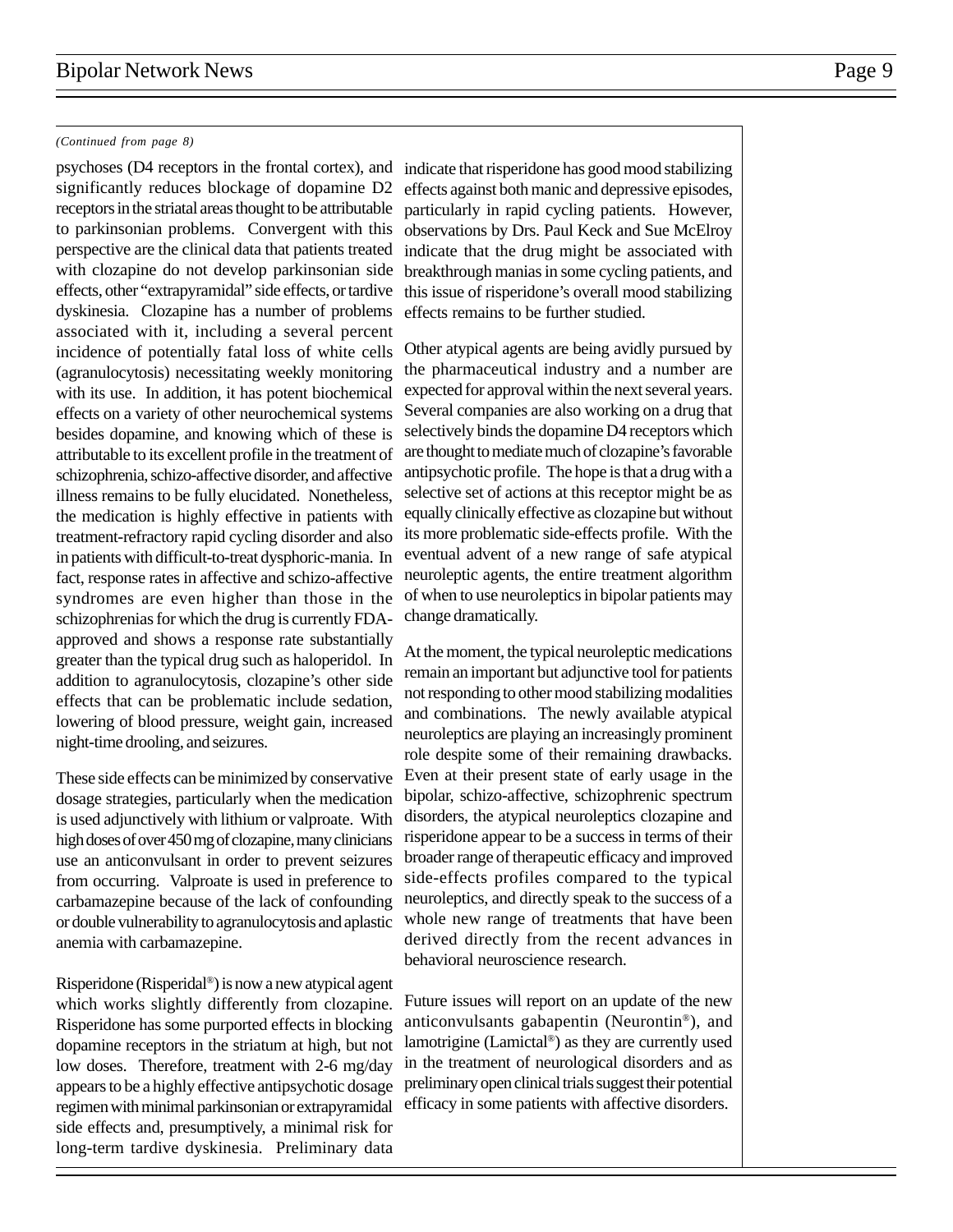*(Continued from page 8)*

psychoses (D4 receptors in the frontal cortex), and significantly reduces blockage of dopamine D2 receptors in the striatal areas thought to be attributable to parkinsonian problems. Convergent with this perspective are the clinical data that patients treated with clozapine do not develop parkinsonian side effects, other "extrapyramidal" side effects, or tardive dyskinesia. Clozapine has a number of problems associated with it, including a several percent incidence of potentially fatal loss of white cells (agranulocytosis) necessitating weekly monitoring with its use. In addition, it has potent biochemical effects on a variety of other neurochemical systems besides dopamine, and knowing which of these is attributable to its excellent profile in the treatment of schizophrenia, schizo-affective disorder, and affective illness remains to be fully elucidated. Nonetheless, the medication is highly effective in patients with treatment-refractory rapid cycling disorder and also in patients with difficult-to-treat dysphoric-mania. In fact, response rates in affective and schizo-affective syndromes are even higher than those in the schizophrenias for which the drug is currently FDA-approved and shows a response rate substantially greater than the typical drug such as haloperidol. In addition to agranulocytosis, clozapine's other side effects that can be problematic include sedation, lowering of blood pressure, weight gain, increased night-time drooling, and seizures.

These side effects can be minimized by conservative dosage strategies, particularly when the medication is used adjunctively with lithium or valproate. With high doses of over 450 mg of clozapine, many clinicians use an anticonvulsant in order to prevent seizures from occurring. Valproate is used in preference to carbamazepine because of the lack of confounding or double vulnerability to agranulocytosis and aplastic anemia with carbamazepine.

Risperidone (Risperidal®) is now a new atypical agent which works slightly differently from clozapine. Risperidone has some purported effects in blocking dopamine receptors in the striatum at high, but not low doses. Therefore, treatment with 2-6 mg/day appears to be a highly effective antipsychotic dosage regimen with minimal parkinsonian or extrapyramidal side effects and, presumptively, a minimal risk for long-term tardive dyskinesia. Preliminary data indicate that risperidone has good mood stabilizing effects against both manic and depressive episodes, particularly in rapid cycling patients. However, observations by Drs. Paul Keck and Sue McElroy indicate that the drug might be associated with breakthrough manias in some cycling patients, and this issue of risperidone's overall mood stabilizing effects remains to be further studied.

Other atypical agents are being avidly pursued by the pharmaceutical industry and a number are expected for approval within the next several years. Several companies are also working on a drug that selectively binds the dopamine D4 receptors which are thought to mediate much of clozapine's favorable antipsychotic profile. The hope is that a drug with a selective set of actions at this receptor might be as equally clinically effective as clozapine but without its more problematic side-effects profile. With the eventual advent of a new range of safe atypical neuroleptic agents, the entire treatment algorithm of when to use neuroleptics in bipolar patients may change dramatically.

At the moment, the typical neuroleptic medications remain an important but adjunctive tool for patients not responding to other mood stabilizing modalities and combinations. The newly available atypical neuroleptics are playing an increasingly prominent role despite some of their remaining drawbacks. Even at their present state of early usage in the bipolar, schizo-affective, schizophrenic spectrum disorders, the atypical neuroleptics clozapine and risperidone appear to be a success in terms of their broader range of therapeutic efficacy and improved side-effects profiles compared to the typical neuroleptics, and directly speak to the success of a whole new range of treatments that have been derived directly from the recent advances in behavioral neuroscience research.

Future issues will report on an update of the new anticonvulsants gabapentin (Neurontin®), and lamotrigine (Lamictal®) as they are currently used in the treatment of neurological disorders and as preliminary open clinical trials suggest their potential efficacy in some patients with affective disorders.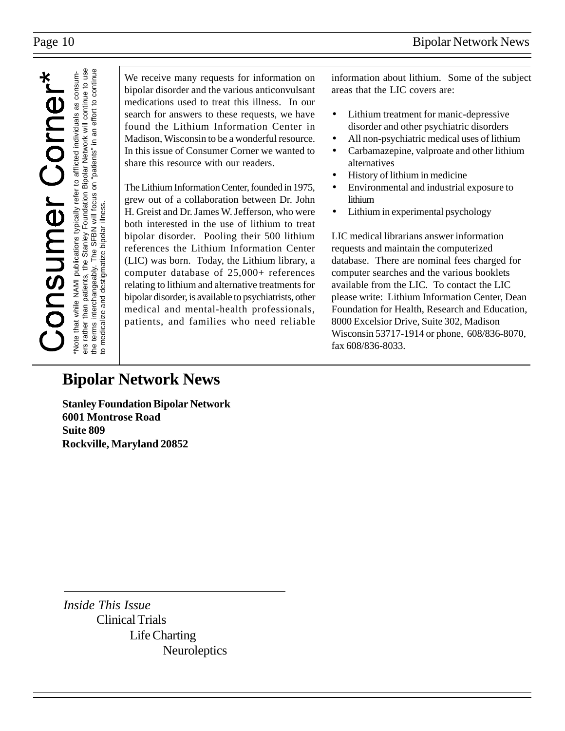# Consumer Corner*

*Note that while NAMI publications typically refer to afflicted individuals as consumers rather than patients, the Stanley Foundation Bipolar Network will continue to use the terms interchangeably. The SFBN will focus on "patients" in an effort to continue to medicalize and destigmatize bipolar illness.

We receive many requests for information on bipolar disorder and the various anticonvulsant medications used to treat this illness. In our search for answers to these requests, we have found the Lithium Information Center in Madison, Wisconsin to be a wonderful resource. In this issue of Consumer Corner we wanted to share this resource with our readers.

The Lithium Information Center, founded in 1975, grew out of a collaboration between Dr. John H. Greist and Dr. James W. Jefferson, who were both interested in the use of lithium to treat bipolar disorder. Pooling their 500 lithium references the Lithium Information Center (LIC) was born. Today, the Lithium library, a computer database of 25,000+ references relating to lithium and alternative treatments for bipolar disorder, is available to psychiatrists, other medical and mental-health professionals, patients, and families who need reliable information about lithium. Some of the subject areas that the LIC covers are:

- Lithium treatment for manic-depressive disorder and other psychiatric disorders
- All non-psychiatric medical uses of lithium
- Carbamazepine, valproate and other lithium alternatives
- History of lithium in medicine
- Environmental and industrial exposure to lithium
- Lithium in experimental psychology

LIC medical librarians answer information requests and maintain the computerized database. There are nominal fees charged for computer searches and the various booklets available from the LIC. To contact the LIC please write: Lithium Information Center, Dean Foundation for Health, Research and Education, 8000 Excelsior Drive, Suite 302, Madison Wisconsin 53717-1914 or phone, 608/836-8070, fax 608/836-8033.

## Bipolar Network News

**Stanley Foundation Bipolar Network**
**6001 Montrose Road**
**Suite 809**
**Rockville, Maryland 20852**

*Inside This Issue*

Clinical Trials

Life Charting

Neuroleptics